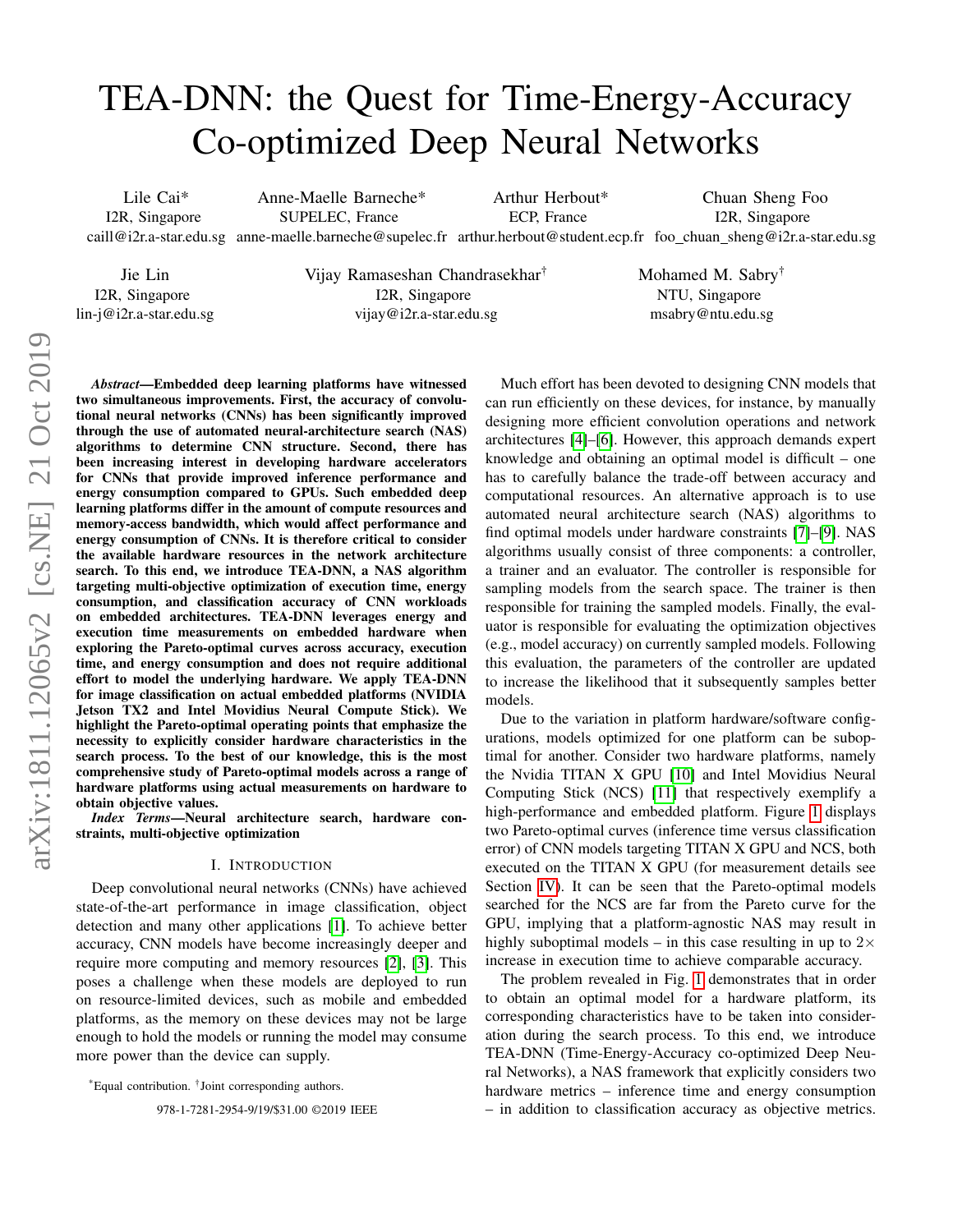# TEA-DNN: the Quest for Time-Energy-Accuracy Co-optimized Deep Neural Networks

Lile Cai*
I2R, Singapore
caill@i2r.a-star.edu.sg

Anne-Maelle Barneche*
SUPELEC, France
anne-maelle.barneche@supelec.fr

Arthur Herbout*
ECP, France
arthur.herbout@student.ecp.fr

Chuan Sheng Foo
I2R, Singapore
foo_chuan_sheng@i2r.a-star.edu.sg

Jie Lin
I2R, Singapore
lin-j@i2r.a-star.edu.sg

Vijay Ramaseshan Chandrasekhar†
I2R, Singapore
vijay@i2r.a-star.edu.sg

Mohamed M. Sabry†
NTU, Singapore
msabry@ntu.edu.sg

***Abstract*—Embedded deep learning platforms have witnessed two simultaneous improvements. First, the accuracy of convolutional neural networks (CNNs) has been significantly improved through the use of automated neural-architecture search (NAS) algorithms to determine CNN structure. Second, there has been increasing interest in developing hardware accelerators for CNNs that provide improved inference performance and energy consumption compared to GPUs. Such embedded deep learning platforms differ in the amount of compute resources and memory-access bandwidth, which would affect performance and energy consumption of CNNs. It is therefore critical to consider the available hardware resources in the network architecture search. To this end, we introduce TEA-DNN, a NAS algorithm targeting multi-objective optimization of execution time, energy consumption, and classification accuracy of CNN workloads on embedded architectures. TEA-DNN leverages energy and execution time measurements on embedded hardware when exploring the Pareto-optimal curves across accuracy, execution time, and energy consumption and does not require additional effort to model the underlying hardware. We apply TEA-DNN for image classification on actual embedded platforms (NVIDIA Jetson TX2 and Intel Movidius Neural Compute Stick). We highlight the Pareto-optimal operating points that emphasize the necessity to explicitly consider hardware characteristics in the search process. To the best of our knowledge, this is the most comprehensive study of Pareto-optimal models across a range of hardware platforms using actual measurements on hardware to obtain objective values.**

***Index Terms*—Neural architecture search, hardware constraints, multi-objective optimization**

## I. Introduction

Deep convolutional neural networks (CNNs) have achieved state-of-the-art performance in image classification, object detection and many other applications [1]. To achieve better accuracy, CNN models have become increasingly deeper and require more computing and memory resources [2], [3]. This poses a challenge when these models are deployed to run on resource-limited devices, such as mobile and embedded platforms, as the memory on these devices may not be large enough to hold the models or running the model may consume more power than the device can supply.

Much effort has been devoted to designing CNN models that can run efficiently on these devices, for instance, by manually designing more efficient convolution operations and network architectures [4]–[6]. However, this approach demands expert knowledge and obtaining an optimal model is difficult – one has to carefully balance the trade-off between accuracy and computational resources. An alternative approach is to use automated neural architecture search (NAS) algorithms to find optimal models under hardware constraints [7]–[9]. NAS algorithms usually consist of three components: a controller, a trainer and an evaluator. The controller is responsible for sampling models from the search space. The trainer is then responsible for training the sampled models. Finally, the evaluator is responsible for evaluating the optimization objectives (e.g., model accuracy) on currently sampled models. Following this evaluation, the parameters of the controller are updated to increase the likelihood that it subsequently samples better models.

Due to the variation in platform hardware/software configurations, models optimized for one platform can be suboptimal for another. Consider two hardware platforms, namely the Nvidia TITAN X GPU [10] and Intel Movidius Neural Computing Stick (NCS) [11] that respectively exemplify a high-performance and embedded platform. Figure 1 displays two Pareto-optimal curves (inference time versus classification error) of CNN models targeting TITAN X GPU and NCS, both executed on the TITAN X GPU (for measurement details see Section IV). It can be seen that the Pareto-optimal models searched for the NCS are far from the Pareto curve for the GPU, implying that a platform-agnostic NAS may result in highly suboptimal models – in this case resulting in up to 2× increase in execution time to achieve comparable accuracy.

The problem revealed in Fig. 1 demonstrates that in order to obtain an optimal model for a hardware platform, its corresponding characteristics have to be taken into consideration during the search process. To this end, we introduce TEA-DNN (Time-Energy-Accuracy co-optimized Deep Neural Networks), a NAS framework that explicitly considers two hardware metrics – inference time and energy consumption – in addition to classification accuracy as objective metrics.

*Equal contribution. †Joint corresponding authors.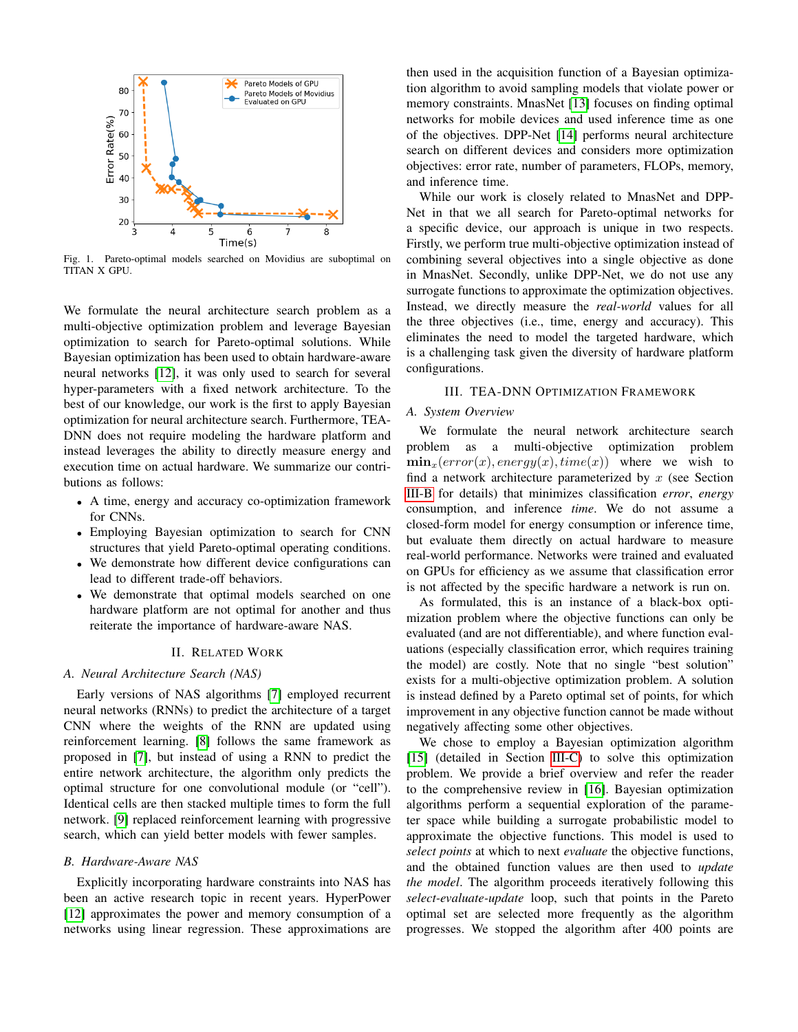Pareto Models of GPU
Pareto Models of Movidius Evaluated on GPU
Error Rate(%)
Time(s)
80
70
60
50
40
30
20
3
4
5
6
7
8

Fig. 1. Pareto-optimal models searched on Movidius are suboptimal on TITAN X GPU.

We formulate the neural architecture search problem as a multi-objective optimization problem and leverage Bayesian optimization to search for Pareto-optimal solutions. While Bayesian optimization has been used to obtain hardware-aware neural networks [12], it was only used to search for several hyper-parameters with a fixed network architecture. To the best of our knowledge, our work is the first to apply Bayesian optimization for neural architecture search. Furthermore, TEA-DNN does not require modeling the hardware platform and instead leverages the ability to directly measure energy and execution time on actual hardware. We summarize our contributions as follows:

- A time, energy and accuracy co-optimization framework for CNNs.
- Employing Bayesian optimization to search for CNN structures that yield Pareto-optimal operating conditions.
- We demonstrate how different device configurations can lead to different trade-off behaviors.
- We demonstrate that optimal models searched on one hardware platform are not optimal for another and thus reiterate the importance of hardware-aware NAS.

## II. Related Work

### A. Neural Architecture Search (NAS)

Early versions of NAS algorithms [7] employed recurrent neural networks (RNNs) to predict the architecture of a target CNN where the weights of the RNN are updated using reinforcement learning. [8] follows the same framework as proposed in [7], but instead of using a RNN to predict the entire network architecture, the algorithm only predicts the optimal structure for one convolutional module (or "cell"). Identical cells are then stacked multiple times to form the full network. [9] replaced reinforcement learning with progressive search, which can yield better models with fewer samples.

### B. Hardware-Aware NAS

Explicitly incorporating hardware constraints into NAS has been an active research topic in recent years. HyperPower [12] approximates the power and memory consumption of a networks using linear regression. These approximations are then used in the acquisition function of a Bayesian optimization algorithm to avoid sampling models that violate power or memory constraints. MnasNet [13] focuses on finding optimal networks for mobile devices and used inference time as one of the objectives. DPP-Net [14] performs neural architecture search on different devices and considers more optimization objectives: error rate, number of parameters, FLOPs, memory, and inference time.

While our work is closely related to MnasNet and DPP-Net in that we all search for Pareto-optimal networks for a specific device, our approach is unique in two respects. Firstly, we perform true multi-objective optimization instead of combining several objectives into a single objective as done in MnasNet. Secondly, unlike DPP-Net, we do not use any surrogate functions to approximate the optimization objectives. Instead, we directly measure the *real-world* values for all the three objectives (i.e., time, energy and accuracy). This eliminates the need to model the targeted hardware, which is a challenging task given the diversity of hardware platform configurations.

## III. TEA-DNN Optimization Framework

### A. System Overview

We formulate the neural network architecture search problem as a multi-objective optimization problem $\min_x(error(x), energy(x), time(x))$ where we wish to find a network architecture parameterized by $x$ (see Section III-B for details) that minimizes classification *error*, *energy* consumption, and inference *time*. We do not assume a closed-form model for energy consumption or inference time, but evaluate them directly on actual hardware to measure real-world performance. Networks were trained and evaluated on GPUs for efficiency as we assume that classification error is not affected by the specific hardware a network is run on.

As formulated, this is an instance of a black-box optimization problem where the objective functions can only be evaluated (and are not differentiable), and where function evaluations (especially classification error, which requires training the model) are costly. Note that no single "best solution" exists for a multi-objective optimization problem. A solution is instead defined by a Pareto optimal set of points, for which improvement in any objective function cannot be made without negatively affecting some other objectives.

We chose to employ a Bayesian optimization algorithm [15] (detailed in Section III-C) to solve this optimization problem. We provide a brief overview and refer the reader to the comprehensive review in [16]. Bayesian optimization algorithms perform a sequential exploration of the parameter space while building a surrogate probabilistic model to approximate the objective functions. This model is used to *select points* at which to next *evaluate* the objective functions, and the obtained function values are then used to *update the model*. The algorithm proceeds iteratively following this *select-evaluate-update* loop, such that points in the Pareto optimal set are selected more frequently as the algorithm progresses. We stopped the algorithm after 400 points are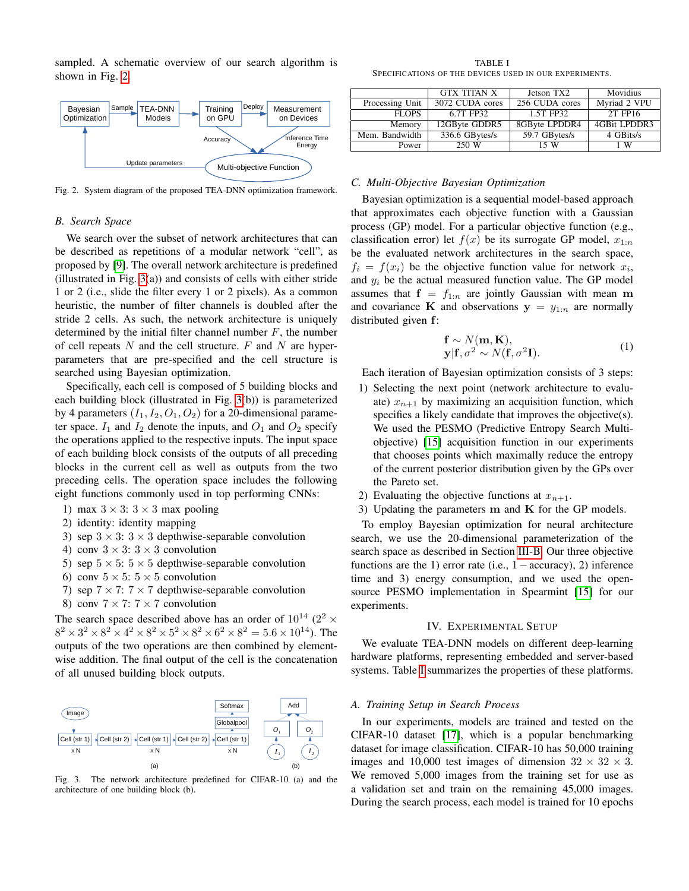sampled. A schematic overview of our search algorithm is shown in Fig. 2.

Fig. 2. System diagram of the proposed TEA-DNN optimization framework.

### B. Search Space

We search over the subset of network architectures that can be described as repetitions of a modular network "cell", as proposed by [9]. The overall network architecture is predefined (illustrated in Fig. 3(a)) and consists of cells with either stride 1 or 2 (i.e., slide the filter every 1 or 2 pixels). As a common heuristic, the number of filter channels is doubled after the stride 2 cells. As such, the network architecture is uniquely determined by the initial filter channel number $F$, the number of cell repeats $N$ and the cell structure. $F$ and $N$ are hyper-parameters that are pre-specified and the cell structure is searched using Bayesian optimization.

Specifically, each cell is composed of 5 building blocks and each building block (illustrated in Fig. 3(b)) is parameterized by 4 parameters $(I_1, I_2, O_1, O_2)$ for a 20-dimensional parameter space. $I_1$ and $I_2$ denote the inputs, and $O_1$ and $O_2$ specify the operations applied to the respective inputs. The input space of each building block consists of all the outputs of all preceding blocks in the current cell as well as outputs from the two preceding cells. The operation space includes the following eight functions commonly used in top performing CNNs:

1) max $3 \times 3$: $3 \times 3$ max pooling
2) identity: identity mapping
3) sep $3 \times 3$: $3 \times 3$ depthwise-separable convolution
4) conv $3 \times 3$: $3 \times 3$ convolution
5) sep $5 \times 5$: $5 \times 5$ depthwise-separable convolution
6) conv $5 \times 5$: $5 \times 5$ convolution
7) sep $7 \times 7$: $7 \times 7$ depthwise-separable convolution
8) conv $7 \times 7$: $7 \times 7$ convolution

The search space described above has an order of $10^{14}$ ($2^2 \times 8^2 \times 3^2 \times 8^2 \times 4^2 \times 8^2 \times 5^2 \times 8^2 \times 6^2 \times 8^2 = 5.6 \times 10^{14}$). The outputs of the two operations are then combined by element-wise addition. The final output of the cell is the concatenation of all unused building block outputs.

Fig. 3. The network architecture predefined for CIFAR-10 (a) and the architecture of one building block (b).

TABLE I
SPECIFICATIONS OF THE DEVICES USED IN OUR EXPERIMENTS.

| | GTX TITAN X | Jetson TX2 | Movidius |
|---|---|---|---|
| Processing Unit | 3072 CUDA cores | 256 CUDA cores | Myriad 2 VPU |
| FLOPS | 6.7T FP32 | 1.5T FP32 | 2T FP16 |
| Memory | 12GByte GDDR5 | 8GByte LPDDR4 | 4GBit LPDDR3 |
| Mem. Bandwidth | 336.6 GBytes/s | 59.7 GBytes/s | 4 GBits/s |
| Power | 250 W | 15 W | 1 W |

### C. Multi-Objective Bayesian Optimization

Bayesian optimization is a sequential model-based approach that approximates each objective function with a Gaussian process (GP) model. For a particular objective function (e.g., classification error) let $f(x)$ be its surrogate GP model, $x_{1:n}$ be the evaluated network architectures in the search space, $f_i = f(x_i)$ be the objective function value for network $x_i$, and $y_i$ be the actual measured function value. The GP model assumes that $\mathbf{f} = f_{1:n}$ are jointly Gaussian with mean $\mathbf{m}$ and covariance $\mathbf{K}$ and observations $\mathbf{y} = y_{1:n}$ are normally distributed given $\mathbf{f}$:

$$
\begin{aligned}
&\mathbf{f} \sim N(\mathbf{m}, \mathbf{K}), \\
&\mathbf{y}|\mathbf{f}, \sigma^2 \sim N(\mathbf{f}, \sigma^2 \mathbf{I}).
\end{aligned} \tag{1}
$$

Each iteration of Bayesian optimization consists of 3 steps:

1) Selecting the next point (network architecture to evaluate) $x_{n+1}$ by maximizing an acquisition function, which specifies a likely candidate that improves the objective(s). We used the PESMO (Predictive Entropy Search Multi-objective) [15] acquisition function in our experiments that chooses points which maximally reduce the entropy of the current posterior distribution given by the GPs over the Pareto set.
2) Evaluating the objective functions at $x_{n+1}$.
3) Updating the parameters $\mathbf{m}$ and $\mathbf{K}$ for the GP models.

To employ Bayesian optimization for neural architecture search, we use the 20-dimensional parameterization of the search space as described in Section III-B. Our three objective functions are the 1) error rate (i.e., $1 -$ accuracy), 2) inference time and 3) energy consumption, and we used the open-source PESMO implementation in Spearmint [15] for our experiments.

## IV. Experimental Setup

We evaluate TEA-DNN models on different deep-learning hardware platforms, representing embedded and server-based systems. Table I summarizes the properties of these platforms.

### A. Training Setup in Search Process

In our experiments, models are trained and tested on the CIFAR-10 dataset [17], which is a popular benchmarking dataset for image classification. CIFAR-10 has 50,000 training images and 10,000 test images of dimension $32 \times 32 \times 3$. We removed 5,000 images from the training set for use as a validation set and train on the remaining 45,000 images. During the search process, each model is trained for 10 epochs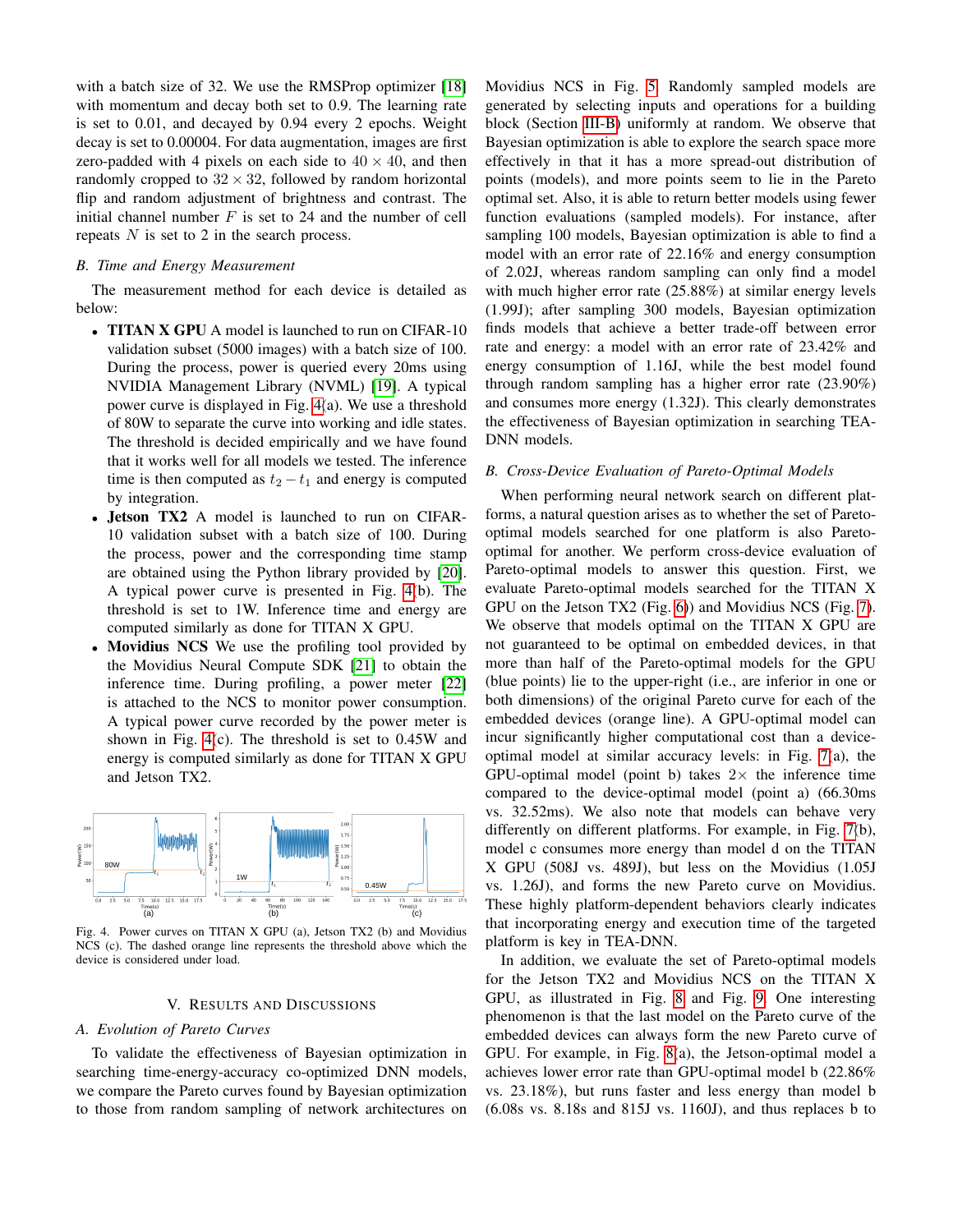with a batch size of 32. We use the RMSProp optimizer [18] with momentum and decay both set to 0.9. The learning rate is set to 0.01, and decayed by 0.94 every 2 epochs. Weight decay is set to 0.00004. For data augmentation, images are first zero-padded with 4 pixels on each side to $40 \times 40$, and then randomly cropped to $32 \times 32$, followed by random horizontal flip and random adjustment of brightness and contrast. The initial channel number $F$ is set to 24 and the number of cell repeats $N$ is set to 2 in the search process.

### B. Time and Energy Measurement

The measurement method for each device is detailed as below:

- **TITAN X GPU** A model is launched to run on CIFAR-10 validation subset (5000 images) with a batch size of 100. During the process, power is queried every 20ms using NVIDIA Management Library (NVML) [19]. A typical power curve is displayed in Fig. 4(a). We use a threshold of 80W to separate the curve into working and idle states. The threshold is decided empirically and we have found that it works well for all models we tested. The inference time is then computed as $t_2 - t_1$ and energy is computed by integration.
- **Jetson TX2** A model is launched to run on CIFAR-10 validation subset with a batch size of 100. During the process, power and the corresponding time stamp are obtained using the Python library provided by [20]. A typical power curve is presented in Fig. 4(b). The threshold is set to 1W. Inference time and energy are computed similarly as done for TITAN X GPU.
- **Movidius NCS** We use the profiling tool provided by the Movidius Neural Compute SDK [21] to obtain the inference time. During profiling, a power meter [22] is attached to the NCS to monitor power consumption. A typical power curve recorded by the power meter is shown in Fig. 4(c). The threshold is set to 0.45W and energy is computed similarly as done for TITAN X GPU and Jetson TX2.

Fig. 4. Power curves on TITAN X GPU (a), Jetson TX2 (b) and Movidius NCS (c). The dashed orange line represents the threshold above which the device is considered under load.

## V. Results and Discussions

### A. Evolution of Pareto Curves

To validate the effectiveness of Bayesian optimization in searching time-energy-accuracy co-optimized DNN models, we compare the Pareto curves found by Bayesian optimization to those from random sampling of network architectures on Movidius NCS in Fig. 5. Randomly sampled models are generated by selecting inputs and operations for a building block (Section III-B) uniformly at random. We observe that Bayesian optimization is able to explore the search space more effectively in that it has a more spread-out distribution of points (models), and more points seem to lie in the Pareto optimal set. Also, it is able to return better models using fewer function evaluations (sampled models). For instance, after sampling 100 models, Bayesian optimization is able to find a model with an error rate of 22.16% and energy consumption of 2.02J, whereas random sampling can only find a model with much higher error rate (25.88%) at similar energy levels (1.99J); after sampling 300 models, Bayesian optimization finds models that achieve a better trade-off between error rate and energy: a model with an error rate of 23.42% and energy consumption of 1.16J, while the best model found through random sampling has a higher error rate (23.90%) and consumes more energy (1.32J). This clearly demonstrates the effectiveness of Bayesian optimization in searching TEA-DNN models.

### B. Cross-Device Evaluation of Pareto-Optimal Models

When performing neural network search on different platforms, a natural question arises as to whether the set of Pareto-optimal models searched for one platform is also Pareto-optimal for another. We perform cross-device evaluation of Pareto-optimal models to answer this question. First, we evaluate Pareto-optimal models searched for the TITAN X GPU on the Jetson TX2 (Fig. 6) and Movidius NCS (Fig. 7). We observe that models optimal on the TITAN X GPU are not guaranteed to be optimal on embedded devices, in that more than half of the Pareto-optimal models for the GPU (blue points) lie to the upper-right (i.e., are inferior in one or both dimensions) of the original Pareto curve for each of the embedded devices (orange line). A GPU-optimal model can incur significantly higher computational cost than a device-optimal model at similar accuracy levels: in Fig. 7(a), the GPU-optimal model (point b) takes $2\times$ the inference time compared to the device-optimal model (point a) (66.30ms vs. 32.52ms). We also note that models can behave very differently on different platforms. For example, in Fig. 7(b), model c consumes more energy than model d on the TITAN X GPU (508J vs. 489J), but less on the Movidius (1.05J vs. 1.26J), and forms the new Pareto curve on Movidius. These highly platform-dependent behaviors clearly indicates that incorporating energy and execution time of the targeted platform is key in TEA-DNN.

In addition, we evaluate the set of Pareto-optimal models for the Jetson TX2 and Movidius NCS on the TITAN X GPU, as illustrated in Fig. 8 and Fig. 9. One interesting phenomenon is that the last model on the Pareto curve of the embedded devices can always form the new Pareto curve of GPU. For example, in Fig. 8(a), the Jetson-optimal model a achieves lower error rate than GPU-optimal model b (22.86% vs. 23.18%), but runs faster and less energy than model b (6.08s vs. 8.18s and 815J vs. 1160J), and thus replaces b to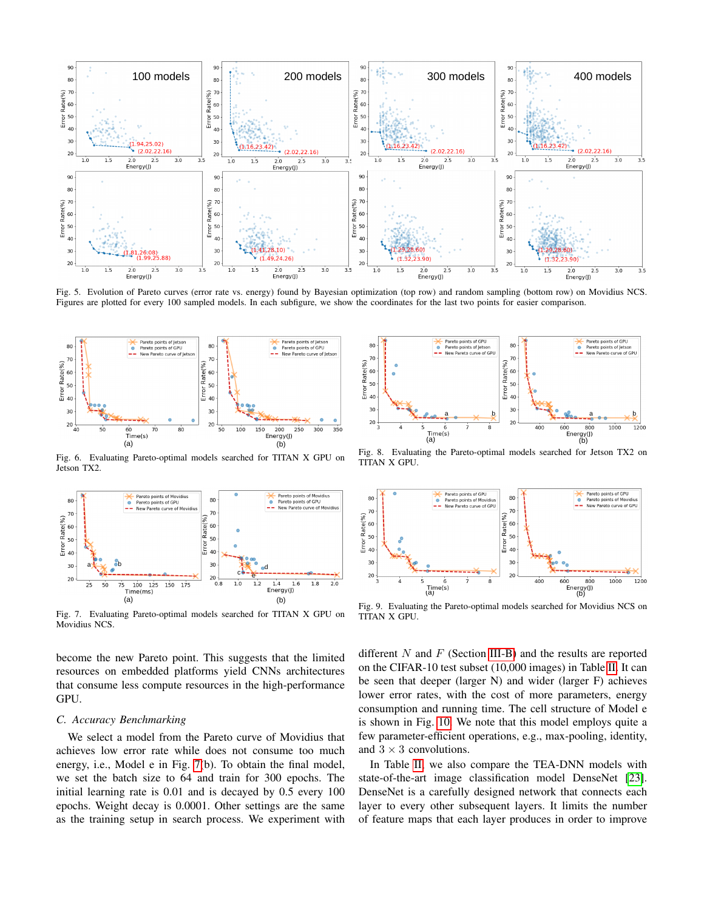Fig. 5. Evolution of Pareto curves (error rate vs. energy) found by Bayesian optimization (top row) and random sampling (bottom row) on Movidius NCS. Figures are plotted for every 100 sampled models. In each subfigure, we show the coordinates for the last two points for easier comparison.

Fig. 6. Evaluating Pareto-optimal models searched for TITAN X GPU on Jetson TX2.

Fig. 7. Evaluating Pareto-optimal models searched for TITAN X GPU on Movidius NCS.

Fig. 8. Evaluating the Pareto-optimal models searched for Jetson TX2 on TITAN X GPU.

Fig. 9. Evaluating the Pareto-optimal models searched for Movidius NCS on TITAN X GPU.

become the new Pareto point. This suggests that the limited resources on embedded platforms yield CNNs architectures that consume less compute resources in the high-performance GPU.

### C. Accuracy Benchmarking

We select a model from the Pareto curve of Movidius that achieves low error rate while does not consume too much energy, i.e., Model e in Fig. 7(b). To obtain the final model, we set the batch size to 64 and train for 300 epochs. The initial learning rate is 0.01 and is decayed by 0.5 every 100 epochs. Weight decay is 0.0001. Other settings are the same as the training setup in search process. We experiment with different $N$ and $F$ (Section III-B) and the results are reported on the CIFAR-10 test subset (10,000 images) in Table II. It can be seen that deeper (larger N) and wider (larger F) achieves lower error rates, with the cost of more parameters, energy consumption and running time. The cell structure of Model e is shown in Fig. 10. We note that this model employs quite a few parameter-efficient operations, e.g., max-pooling, identity, and $3 \times 3$ convolutions.

In Table II, we also compare the TEA-DNN models with state-of-the-art image classification model DenseNet [23]. DenseNet is a carefully designed network that connects each layer to every other subsequent layers. It limits the number of feature maps that each layer produces in order to improve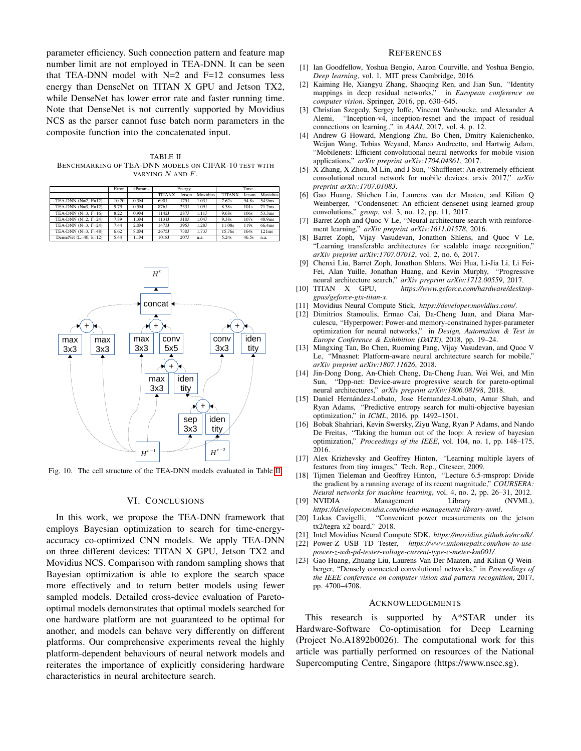parameter efficiency. Such connection pattern and feature map number limit are not employed in TEA-DNN. It can be seen that TEA-DNN model with N=2 and F=12 consumes less energy than DenseNet on TITAN X GPU and Jetson TX2, while DenseNet has lower error rate and faster running time. Note that DenseNet is not currently supported by Movidius NCS as the parser cannot fuse batch norm parameters in the composite function into the concatenated input.

TABLE II
BENCHMARKING OF TEA-DNN MODELS ON CIFAR-10 TEST WITH VARYING $N$ AND $F$.

| | Error | #Params | Energy | | | Time | | |
|---|---|---|---|---|---|---|---|---|
| | | | TITANX | Jetson | Movidius | TITANX | Jetson | Movidius |
| TEA-DNN (N=2, F=12) | 10.20 | 0.3M | 690J | 175J | 1.03J | 7.62s | 94.8s | 54.9ms |
| TEA-DNN (N=3, F=12) | 9.79 | 0.5M | 876J | 233J | 1.09J | 8.38s | 101s | 71.2ms |
| TEA-DNN (N=3, F=16) | 8.22 | 0.9M | 1142J | 287J | 1.11J | 9.68s | 106s | 53.3ms |
| TEA-DNN (N=2, F=24) | 7.89 | 1.3M | 1131J | 310J | 1.04J | 9.38s | 107s | 48.9ms |
| TEA-DNN (N=3, F=24) | 7.44 | 2.0M | 1473J | 395J | 1.28J | 11.08s | 119s | 66.4ms |
| TEA-DNN (N=3, F=48) | 6.62 | 8.0M | 2675J | 730J | 1.73J | 15.76s | 164s | 121ms |
| DenseNet (L=40, k=12) | 5.44 | 1.1M | 1018J | 207J | n.a. | 5.24s | 46.5s | n.a. |

$H^c$
concat
max 3x3
max 3x3
max 3x3
conv 5x5
conv 3x3
iden tity
max 3x3
iden tity
sep 3x3
iden tity
$H^{c-1}$
$H^{c-2}$

Fig. 10. The cell structure of the TEA-DNN models evaluated in Table II.

## VI. CONCLUSIONS

In this work, we propose the TEA-DNN framework that employs Bayesian optimization to search for time-energy-accuracy co-optimized CNN models. We apply TEA-DNN on three different devices: TITAN X GPU, Jetson TX2 and Movidius NCS. Comparison with random sampling shows that Bayesian optimization is able to explore the search space more effectively and to return better models using fewer sampled models. Detailed cross-device evaluation of Pareto-optimal models demonstrates that optimal models searched for one hardware platform are not guaranteed to be optimal for another, and models can behave very differently on different platforms. Our comprehensive experiments reveal the highly platform-dependent behaviours of neural network models and reiterates the importance of explicitly considering hardware characteristics in neural architecture search.

## REFERENCES

[1] Ian Goodfellow, Yoshua Bengio, Aaron Courville, and Yoshua Bengio, *Deep learning*, vol. 1, MIT press Cambridge, 2016.

[2] Kaiming He, Xiangyu Zhang, Shaoqing Ren, and Jian Sun, "Identity mappings in deep residual networks," in *European conference on computer vision*. Springer, 2016, pp. 630–645.

[3] Christian Szegedy, Sergey Ioffe, Vincent Vanhoucke, and Alexander A Alemi, "Inception-v4, inception-resnet and the impact of residual connections on learning.," in *AAAI*, 2017, vol. 4, p. 12.

[4] Andrew G Howard, Menglong Zhu, Bo Chen, Dmitry Kalenichenko, Weijun Wang, Tobias Weyand, Marco Andreetto, and Hartwig Adam, "Mobilenets: Efficient convolutional neural networks for mobile vision applications," *arXiv preprint arXiv:1704.04861*, 2017.

[5] X Zhang, X Zhou, M Lin, and J Sun, "Shufflenet: An extremely efficient convolutional neural network for mobile devices. arxiv 2017," *arXiv preprint arXiv:1707.01083*.

[6] Gao Huang, Shichen Liu, Laurens van der Maaten, and Kilian Q Weinberger, "Condensenet: An efficient densenet using learned group convolutions," *group*, vol. 3, no. 12, pp. 11, 2017.

[7] Barret Zoph and Quoc V Le, "Neural architecture search with reinforcement learning," *arXiv preprint arXiv:1611.01578*, 2016.

[8] Barret Zoph, Vijay Vasudevan, Jonathon Shlens, and Quoc V Le, "Learning transferable architectures for scalable image recognition," *arXiv preprint arXiv:1707.07012*, vol. 2, no. 6, 2017.

[9] Chenxi Liu, Barret Zoph, Jonathon Shlens, Wei Hua, Li-Jia Li, Li Fei-Fei, Alan Yuille, Jonathan Huang, and Kevin Murphy, "Progressive neural architecture search," *arXiv preprint arXiv:1712.00559*, 2017.

[10] TITAN X GPU, *https://www.geforce.com/hardware/desktop-gpus/geforce-gtx-titan-x*.

[11] Movidius Neural Compute Stick, *https://developer.movidius.com/*.

[12] Dimitrios Stamoulis, Ermao Cai, Da-Cheng Juan, and Diana Marculescu, "Hyperpower: Power-and memory-constrained hyper-parameter optimization for neural networks," in *Design, Automation & Test in Europe Conference & Exhibition (DATE)*, 2018, pp. 19–24.

[13] Mingxing Tan, Bo Chen, Ruoming Pang, Vijay Vasudevan, and Quoc V Le, "Mnasnet: Platform-aware neural architecture search for mobile," *arXiv preprint arXiv:1807.11626*, 2018.

[14] Jin-Dong Dong, An-Chieh Cheng, Da-Cheng Juan, Wei Wei, and Min Sun, "Dpp-net: Device-aware progressive search for pareto-optimal neural architectures," *arXiv preprint arXiv:1806.08198*, 2018.

[15] Daniel Hernández-Lobato, Jose Hernandez-Lobato, Amar Shah, and Ryan Adams, "Predictive entropy search for multi-objective bayesian optimization," in *ICML*, 2016, pp. 1492–1501.

[16] Bobak Shahriari, Kevin Swersky, Ziyu Wang, Ryan P Adams, and Nando De Freitas, "Taking the human out of the loop: A review of bayesian optimization," *Proceedings of the IEEE*, vol. 104, no. 1, pp. 148–175, 2016.

[17] Alex Krizhevsky and Geoffrey Hinton, "Learning multiple layers of features from tiny images," Tech. Rep., Citeseer, 2009.

[18] Tijmen Tieleman and Geoffrey Hinton, "Lecture 6.5-rmsprop: Divide the gradient by a running average of its recent magnitude," *COURSERA: Neural networks for machine learning*, vol. 4, no. 2, pp. 26–31, 2012.

[19] NVIDIA Management Library (NVML), *https://developer.nvidia.com/nvidia-management-library-nvml*.

[20] Lukas Cavigelli, "Convenient power measurements on the jetson tx2/tegra x2 board," 2018.

[21] Intel Movidius Neural Compute SDK, *https://movidius.github.io/ncsdk/*.

[22] Power-Z USB TD Tester, *https://www.unionrepair.com/how-to-use-power-z-usb-pd-tester-voltage-current-type-c-meter-km001/*.

[23] Gao Huang, Zhuang Liu, Laurens Van Der Maaten, and Kilian Q Weinberger, "Densely connected convolutional networks," in *Proceedings of the IEEE conference on computer vision and pattern recognition*, 2017, pp. 4700–4708.

## ACKNOWLEDGEMENTS

This research is supported by A*STAR under its Hardware-Software Co-optimisation for Deep Learning (Project No.A1892b0026). The computational work for this article was partially performed on resources of the National Supercomputing Centre, Singapore (https://www.nscc.sg).